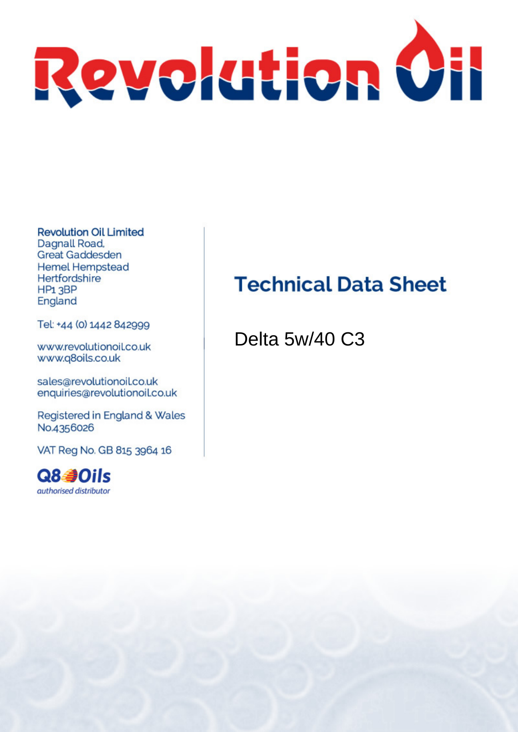# Revolution Oil

**Revolution Oil Limited**
Dagnall Road,
Great Gaddesden
Hemel Hempstead
Hertfordshire
HP1 3BP
England

Tel: +44 (0) 1442 842999

www.revolutionoil.co.uk
www.q8oils.co.uk

sales@revolutionoil.co.uk
enquiries@revolutionoil.co.uk

Registered in England & Wales
No.4356026

VAT Reg No. GB 815 3964 16

**Q8Oils**
*authorised distributor*

## Technical Data Sheet

Delta 5w/40 C3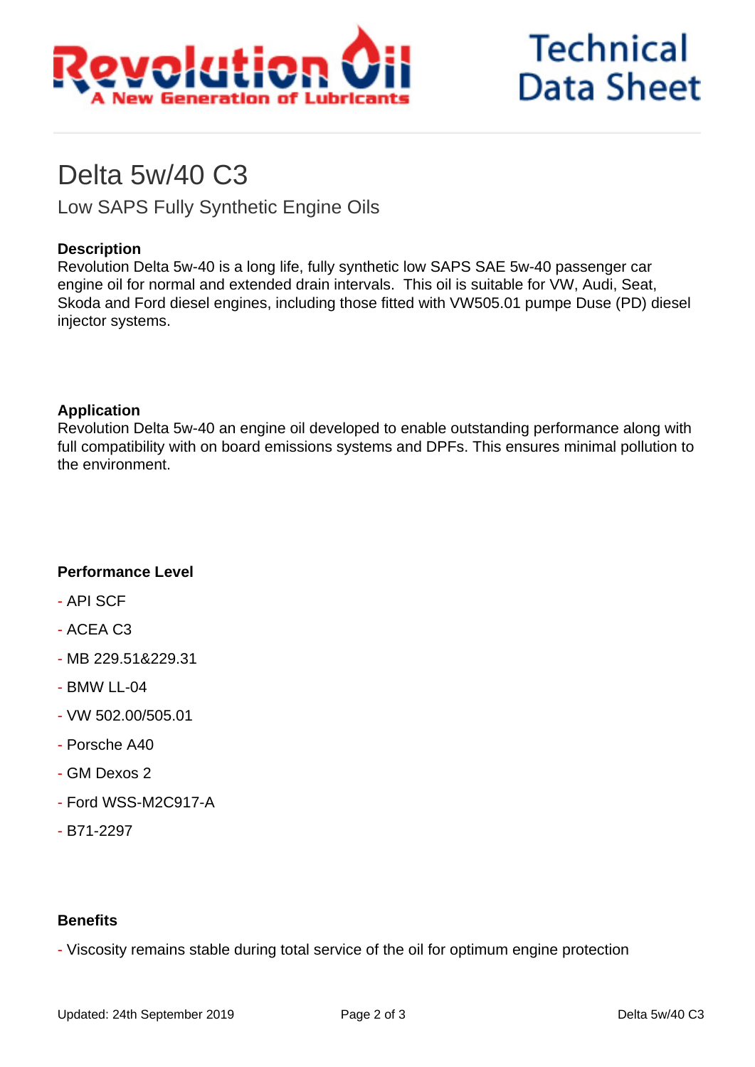# Delta 5w/40 C3

## Low SAPS Fully Synthetic Engine Oils

### Description

Revolution Delta 5w-40 is a long life, fully synthetic low SAPS SAE 5w-40 passenger car engine oil for normal and extended drain intervals.  This oil is suitable for VW, Audi, Seat, Skoda and Ford diesel engines, including those fitted with VW505.01 pumpe Duse (PD) diesel injector systems.

### Application

Revolution Delta 5w-40 an engine oil developed to enable outstanding performance along with full compatibility with on board emissions systems and DPFs. This ensures minimal pollution to the environment.

### Performance Level

- API SCF
- ACEA C3
- MB 229.51&229.31
- BMW LL-04
- VW 502.00/505.01
- Porsche A40
- GM Dexos 2
- Ford WSS-M2C917-A
- B71-2297

### Benefits

- Viscosity remains stable during total service of the oil for optimum engine protection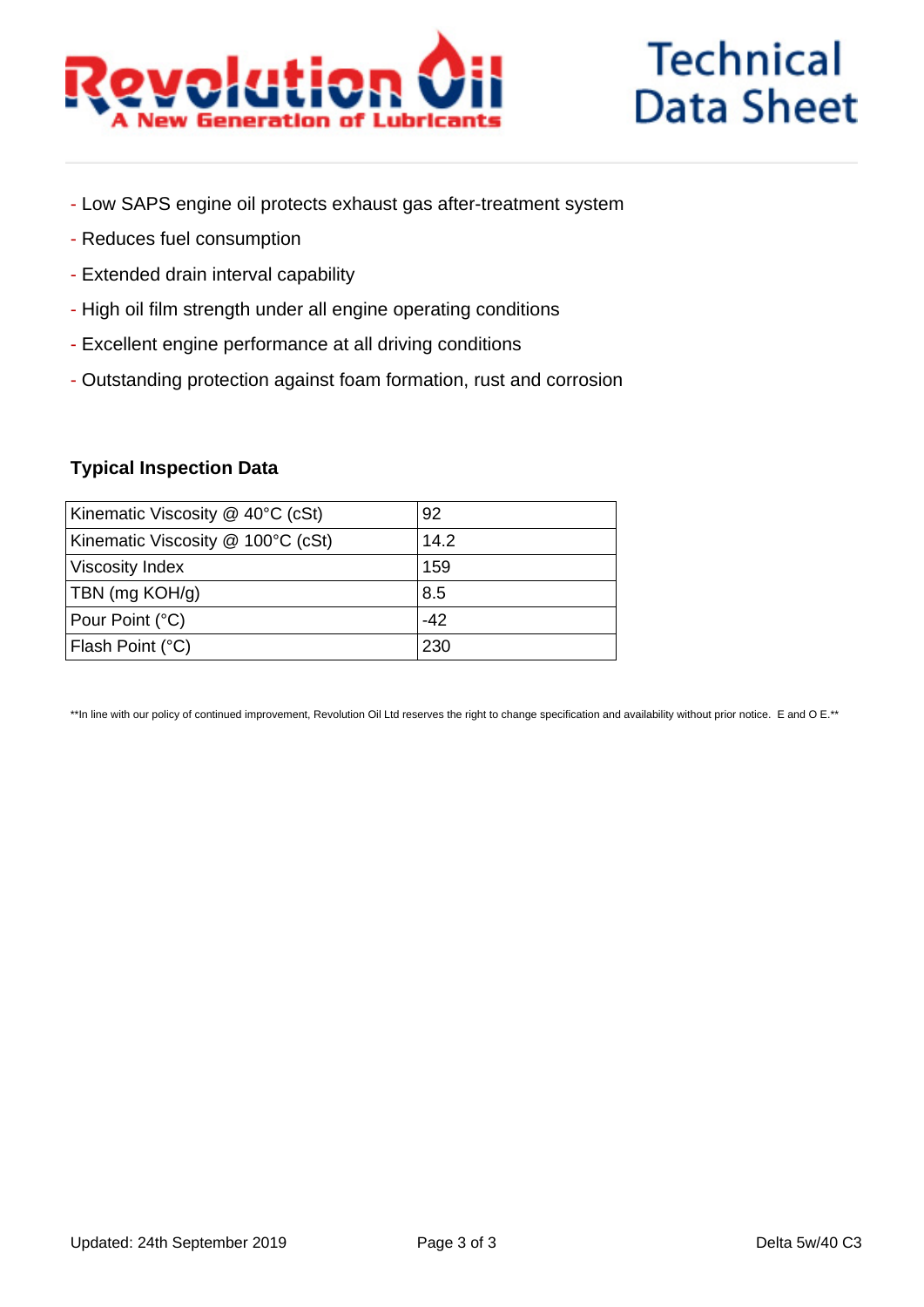- Low SAPS engine oil protects exhaust gas after-treatment system
- Reduces fuel consumption
- Extended drain interval capability
- High oil film strength under all engine operating conditions
- Excellent engine performance at all driving conditions
- Outstanding protection against foam formation, rust and corrosion

### Typical Inspection Data

| | |
|---|---|
| Kinematic Viscosity @ 40°C (cSt) | 92 |
| Kinematic Viscosity @ 100°C (cSt) | 14.2 |
| Viscosity Index | 159 |
| TBN (mg KOH/g) | 8.5 |
| Pour Point (°C) | -42 |
| Flash Point (°C) | 230 |

**In line with our policy of continued improvement, Revolution Oil Ltd reserves the right to change specification and availability without prior notice. E and O E.**